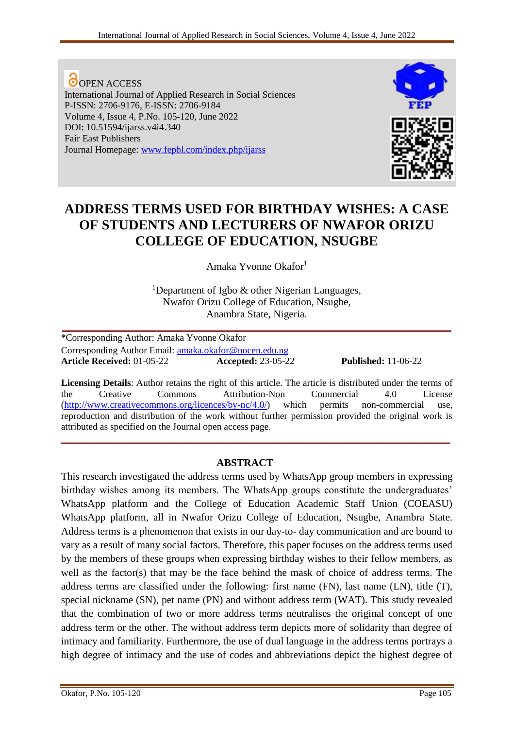OPEN ACCESS
International Journal of Applied Research in Social Sciences
P-ISSN: 2706-9176, E-ISSN: 2706-9184
Volume 4, Issue 4, P.No. 105-120, June 2022
DOI: 10.51594/ijarss.v4i4.340
Fair East Publishers
Journal Homepage: www.fepbl.com/index.php/ijarss

# ADDRESS TERMS USED FOR BIRTHDAY WISHES: A CASE OF STUDENTS AND LECTURERS OF NWAFOR ORIZU COLLEGE OF EDUCATION, NSUGBE

Amaka Yvonne Okafor[1]

[1]Department of Igbo & other Nigerian Languages,
Nwafor Orizu College of Education, Nsugbe,
Anambra State, Nigeria.

*Corresponding Author: Amaka Yvonne Okafor
Corresponding Author Email: amaka.okafor@nocen.edu.ng
**Article Received:** 01-05-22 **Accepted:** 23-05-22 **Published:** 11-06-22

**Licensing Details**: Author retains the right of this article. The article is distributed under the terms of the Creative Commons Attribution-Non Commercial 4.0 License (http://www.creativecommons.org/licences/by-nc/4.0/) which permits non-commercial use, reproduction and distribution of the work without further permission provided the original work is attributed as specified on the Journal open access page.

## ABSTRACT

This research investigated the address terms used by WhatsApp group members in expressing birthday wishes among its members. The WhatsApp groups constitute the undergraduates' WhatsApp platform and the College of Education Academic Staff Union (COEASU) WhatsApp platform, all in Nwafor Orizu College of Education, Nsugbe, Anambra State. Address terms is a phenomenon that exists in our day-to- day communication and are bound to vary as a result of many social factors. Therefore, this paper focuses on the address terms used by the members of these groups when expressing birthday wishes to their fellow members, as well as the factor(s) that may be the face behind the mask of choice of address terms. The address terms are classified under the following: first name (FN), last name (LN), title (T), special nickname (SN), pet name (PN) and without address term (WAT). This study revealed that the combination of two or more address terms neutralises the original concept of one address term or the other. The without address term depicts more of solidarity than degree of intimacy and familiarity. Furthermore, the use of dual language in the address terms portrays a high degree of intimacy and the use of codes and abbreviations depict the highest degree of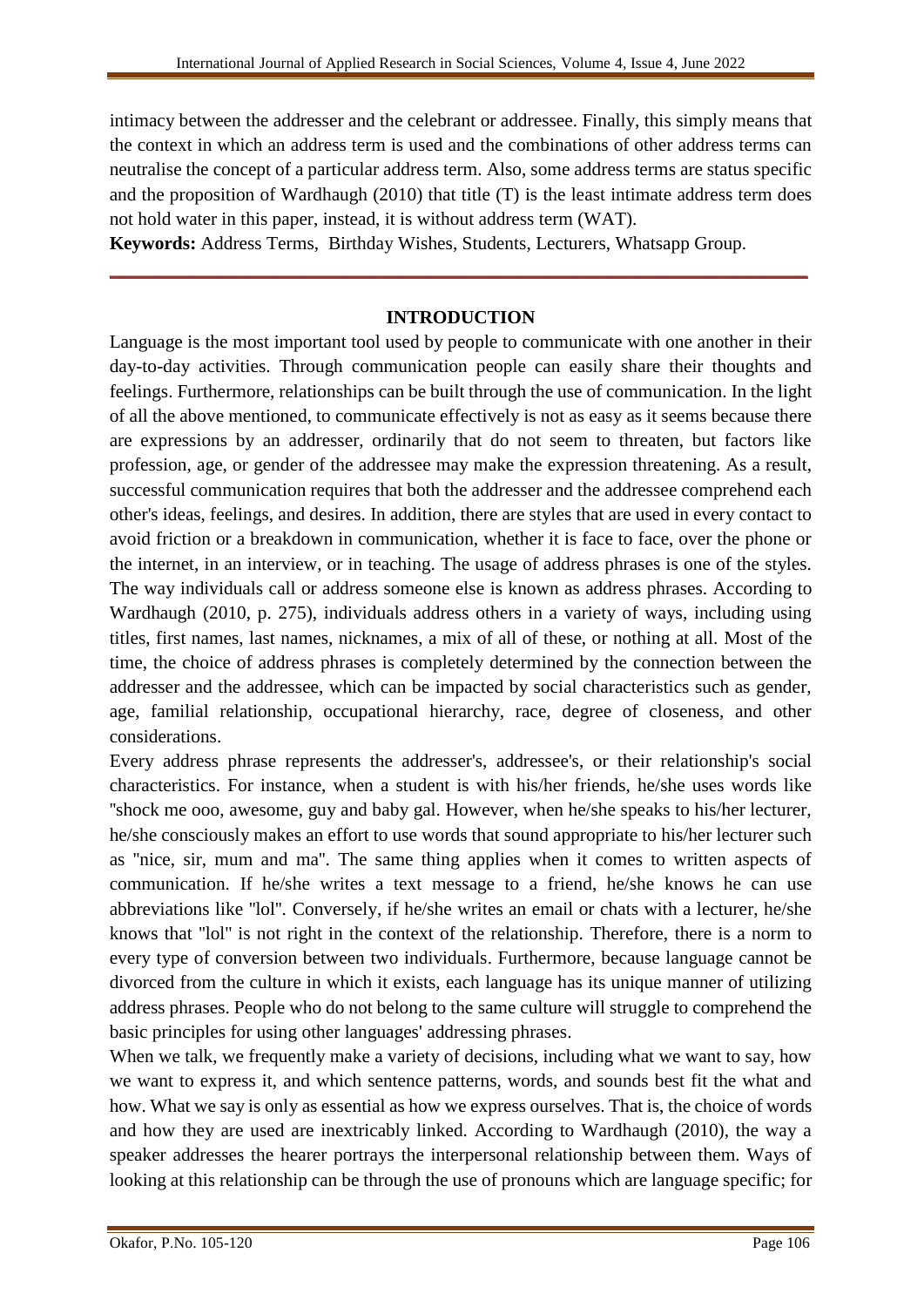intimacy between the addresser and the celebrant or addressee. Finally, this simply means that the context in which an address term is used and the combinations of other address terms can neutralise the concept of a particular address term. Also, some address terms are status specific and the proposition of Wardhaugh (2010) that title (T) is the least intimate address term does not hold water in this paper, instead, it is without address term (WAT).

**Keywords:** Address Terms, Birthday Wishes, Students, Lecturers, Whatsapp Group.

## INTRODUCTION

Language is the most important tool used by people to communicate with one another in their day-to-day activities. Through communication people can easily share their thoughts and feelings. Furthermore, relationships can be built through the use of communication. In the light of all the above mentioned, to communicate effectively is not as easy as it seems because there are expressions by an addresser, ordinarily that do not seem to threaten, but factors like profession, age, or gender of the addressee may make the expression threatening. As a result, successful communication requires that both the addresser and the addressee comprehend each other's ideas, feelings, and desires. In addition, there are styles that are used in every contact to avoid friction or a breakdown in communication, whether it is face to face, over the phone or the internet, in an interview, or in teaching. The usage of address phrases is one of the styles. The way individuals call or address someone else is known as address phrases. According to Wardhaugh (2010, p. 275), individuals address others in a variety of ways, including using titles, first names, last names, nicknames, a mix of all of these, or nothing at all. Most of the time, the choice of address phrases is completely determined by the connection between the addresser and the addressee, which can be impacted by social characteristics such as gender, age, familial relationship, occupational hierarchy, race, degree of closeness, and other considerations.

Every address phrase represents the addresser's, addressee's, or their relationship's social characteristics. For instance, when a student is with his/her friends, he/she uses words like "shock me ooo, awesome, guy and baby gal. However, when he/she speaks to his/her lecturer, he/she consciously makes an effort to use words that sound appropriate to his/her lecturer such as "nice, sir, mum and ma". The same thing applies when it comes to written aspects of communication. If he/she writes a text message to a friend, he/she knows he can use abbreviations like "lol". Conversely, if he/she writes an email or chats with a lecturer, he/she knows that "lol" is not right in the context of the relationship. Therefore, there is a norm to every type of conversion between two individuals. Furthermore, because language cannot be divorced from the culture in which it exists, each language has its unique manner of utilizing address phrases. People who do not belong to the same culture will struggle to comprehend the basic principles for using other languages' addressing phrases.

When we talk, we frequently make a variety of decisions, including what we want to say, how we want to express it, and which sentence patterns, words, and sounds best fit the what and how. What we say is only as essential as how we express ourselves. That is, the choice of words and how they are used are inextricably linked. According to Wardhaugh (2010), the way a speaker addresses the hearer portrays the interpersonal relationship between them. Ways of looking at this relationship can be through the use of pronouns which are language specific; for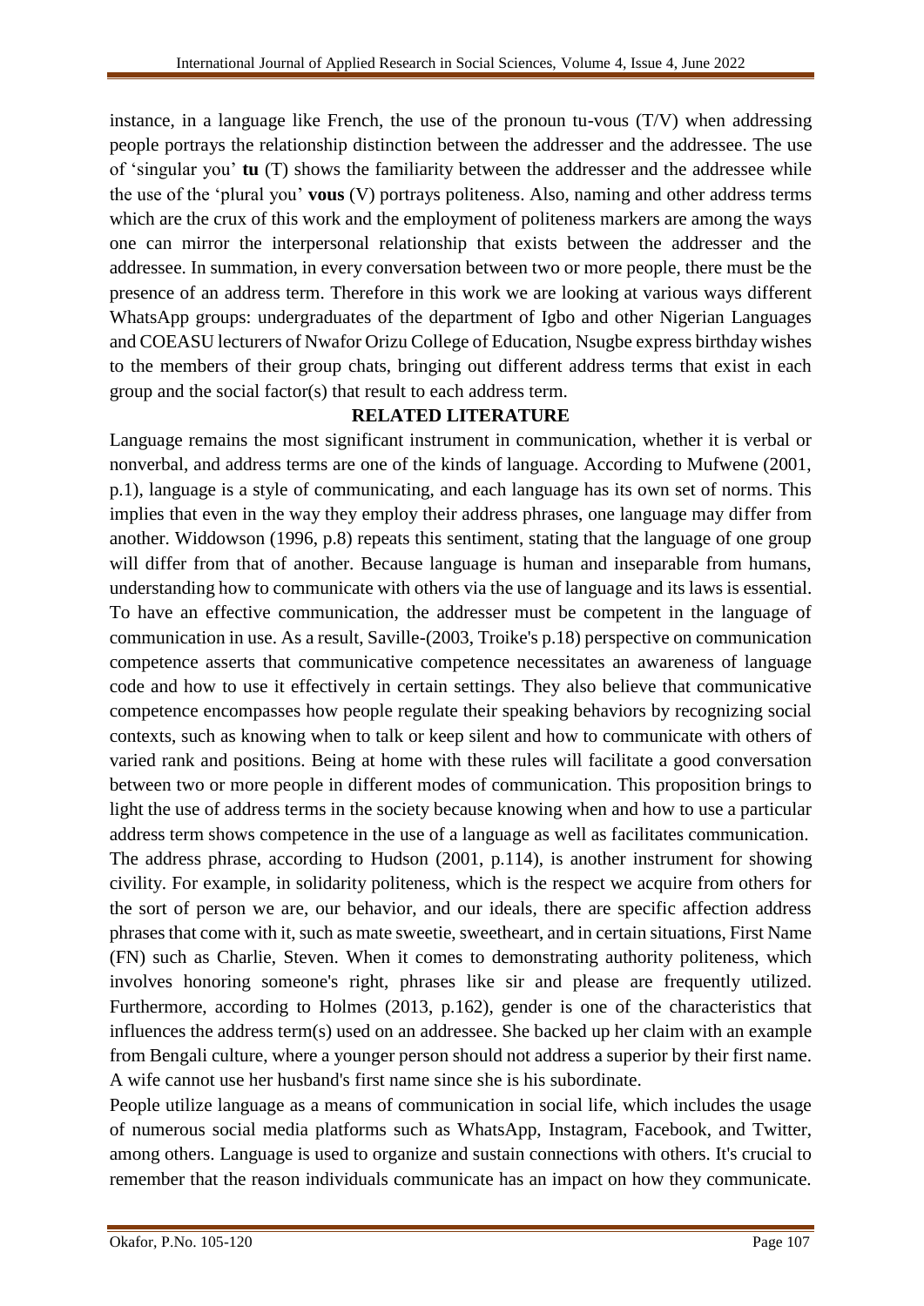instance, in a language like French, the use of the pronoun tu-vous (T/V) when addressing people portrays the relationship distinction between the addresser and the addressee. The use of 'singular you' **tu** (T) shows the familiarity between the addresser and the addressee while the use of the 'plural you' **vous** (V) portrays politeness. Also, naming and other address terms which are the crux of this work and the employment of politeness markers are among the ways one can mirror the interpersonal relationship that exists between the addresser and the addressee. In summation, in every conversation between two or more people, there must be the presence of an address term. Therefore in this work we are looking at various ways different WhatsApp groups: undergraduates of the department of Igbo and other Nigerian Languages and COEASU lecturers of Nwafor Orizu College of Education, Nsugbe express birthday wishes to the members of their group chats, bringing out different address terms that exist in each group and the social factor(s) that result to each address term.

## RELATED LITERATURE

Language remains the most significant instrument in communication, whether it is verbal or nonverbal, and address terms are one of the kinds of language. According to Mufwene (2001, p.1), language is a style of communicating, and each language has its own set of norms. This implies that even in the way they employ their address phrases, one language may differ from another. Widdowson (1996, p.8) repeats this sentiment, stating that the language of one group will differ from that of another. Because language is human and inseparable from humans, understanding how to communicate with others via the use of language and its laws is essential. To have an effective communication, the addresser must be competent in the language of communication in use. As a result, Saville-(2003, Troike's p.18) perspective on communication competence asserts that communicative competence necessitates an awareness of language code and how to use it effectively in certain settings. They also believe that communicative competence encompasses how people regulate their speaking behaviors by recognizing social contexts, such as knowing when to talk or keep silent and how to communicate with others of varied rank and positions. Being at home with these rules will facilitate a good conversation between two or more people in different modes of communication. This proposition brings to light the use of address terms in the society because knowing when and how to use a particular address term shows competence in the use of a language as well as facilitates communication.

The address phrase, according to Hudson (2001, p.114), is another instrument for showing civility. For example, in solidarity politeness, which is the respect we acquire from others for the sort of person we are, our behavior, and our ideals, there are specific affection address phrases that come with it, such as mate sweetie, sweetheart, and in certain situations, First Name (FN) such as Charlie, Steven. When it comes to demonstrating authority politeness, which involves honoring someone's right, phrases like sir and please are frequently utilized. Furthermore, according to Holmes (2013, p.162), gender is one of the characteristics that influences the address term(s) used on an addressee. She backed up her claim with an example from Bengali culture, where a younger person should not address a superior by their first name. A wife cannot use her husband's first name since she is his subordinate.

People utilize language as a means of communication in social life, which includes the usage of numerous social media platforms such as WhatsApp, Instagram, Facebook, and Twitter, among others. Language is used to organize and sustain connections with others. It's crucial to remember that the reason individuals communicate has an impact on how they communicate.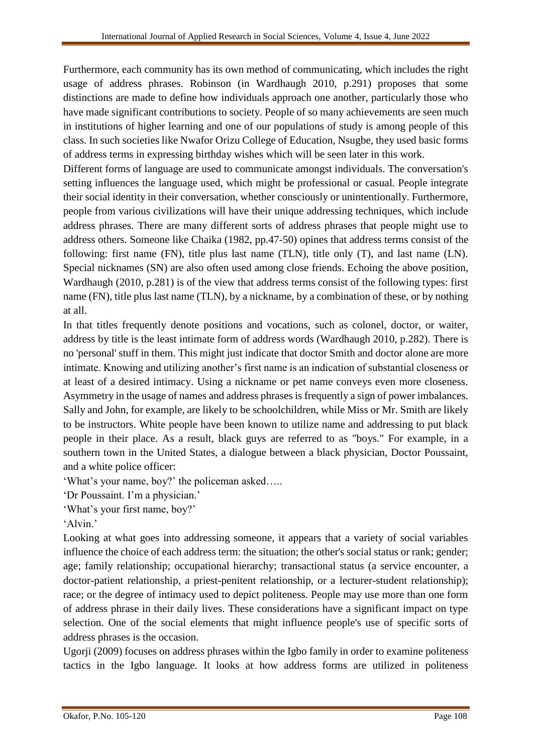Furthermore, each community has its own method of communicating, which includes the right usage of address phrases. Robinson (in Wardhaugh 2010, p.291) proposes that some distinctions are made to define how individuals approach one another, particularly those who have made significant contributions to society. People of so many achievements are seen much in institutions of higher learning and one of our populations of study is among people of this class. In such societies like Nwafor Orizu College of Education, Nsugbe, they used basic forms of address terms in expressing birthday wishes which will be seen later in this work.

Different forms of language are used to communicate amongst individuals. The conversation's setting influences the language used, which might be professional or casual. People integrate their social identity in their conversation, whether consciously or unintentionally. Furthermore, people from various civilizations will have their unique addressing techniques, which include address phrases. There are many different sorts of address phrases that people might use to address others. Someone like Chaika (1982, pp.47-50) opines that address terms consist of the following: first name (FN), title plus last name (TLN), title only (T), and last name (LN). Special nicknames (SN) are also often used among close friends. Echoing the above position, Wardhaugh (2010, p.281) is of the view that address terms consist of the following types: first name (FN), title plus last name (TLN), by a nickname, by a combination of these, or by nothing at all.

In that titles frequently denote positions and vocations, such as colonel, doctor, or waiter, address by title is the least intimate form of address words (Wardhaugh 2010, p.282). There is no 'personal' stuff in them. This might just indicate that doctor Smith and doctor alone are more intimate. Knowing and utilizing another's first name is an indication of substantial closeness or at least of a desired intimacy. Using a nickname or pet name conveys even more closeness. Asymmetry in the usage of names and address phrases is frequently a sign of power imbalances. Sally and John, for example, are likely to be schoolchildren, while Miss or Mr. Smith are likely to be instructors. White people have been known to utilize name and addressing to put black people in their place. As a result, black guys are referred to as "boys." For example, in a southern town in the United States, a dialogue between a black physician, Doctor Poussaint, and a white police officer:

'What's your name, boy?' the policeman asked…..

'Dr Poussaint. I'm a physician.'

'What's your first name, boy?'

'Alvin.'

Looking at what goes into addressing someone, it appears that a variety of social variables influence the choice of each address term: the situation; the other's social status or rank; gender; age; family relationship; occupational hierarchy; transactional status (a service encounter, a doctor-patient relationship, a priest-penitent relationship, or a lecturer-student relationship); race; or the degree of intimacy used to depict politeness. People may use more than one form of address phrase in their daily lives. These considerations have a significant impact on type selection. One of the social elements that might influence people's use of specific sorts of address phrases is the occasion.

Ugorji (2009) focuses on address phrases within the Igbo family in order to examine politeness tactics in the Igbo language. It looks at how address forms are utilized in politeness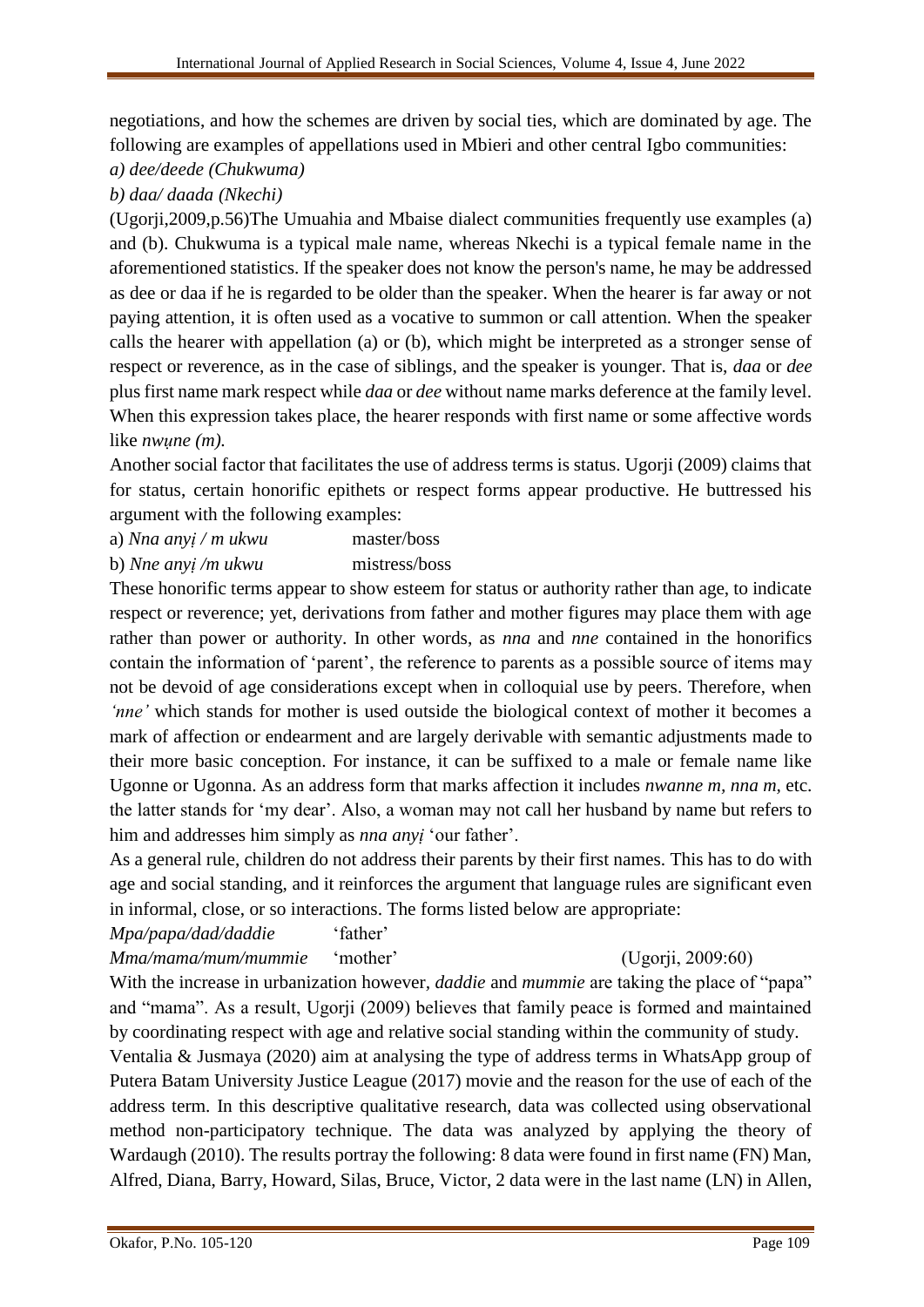negotiations, and how the schemes are driven by social ties, which are dominated by age. The following are examples of appellations used in Mbieri and other central Igbo communities:

*a) dee/deede (Chukwuma)*

*b) daa/ daada (Nkechi)*

(Ugorji,2009,p.56)The Umuahia and Mbaise dialect communities frequently use examples (a) and (b). Chukwuma is a typical male name, whereas Nkechi is a typical female name in the aforementioned statistics. If the speaker does not know the person's name, he may be addressed as dee or daa if he is regarded to be older than the speaker. When the hearer is far away or not paying attention, it is often used as a vocative to summon or call attention. When the speaker calls the hearer with appellation (a) or (b), which might be interpreted as a stronger sense of respect or reverence, as in the case of siblings, and the speaker is younger. That is, *daa* or *dee* plus first name mark respect while *daa* or *dee* without name marks deference at the family level. When this expression takes place, the hearer responds with first name or some affective words like *nwụne (m).*

Another social factor that facilitates the use of address terms is status. Ugorji (2009) claims that for status, certain honorific epithets or respect forms appear productive. He buttressed his argument with the following examples:

a) *Nna anyị / m ukwu* master/boss

b) *Nne anyị /m ukwu* mistress/boss

These honorific terms appear to show esteem for status or authority rather than age, to indicate respect or reverence; yet, derivations from father and mother figures may place them with age rather than power or authority. In other words, as *nna* and *nne* contained in the honorifics contain the information of 'parent', the reference to parents as a possible source of items may not be devoid of age considerations except when in colloquial use by peers. Therefore, when *'nne'* which stands for mother is used outside the biological context of mother it becomes a mark of affection or endearment and are largely derivable with semantic adjustments made to their more basic conception. For instance, it can be suffixed to a male or female name like Ugonne or Ugonna. As an address form that marks affection it includes *nwanne m, nna m,* etc. the latter stands for 'my dear'. Also, a woman may not call her husband by name but refers to him and addresses him simply as *nna anyị* 'our father'.

As a general rule, children do not address their parents by their first names. This has to do with age and social standing, and it reinforces the argument that language rules are significant even in informal, close, or so interactions. The forms listed below are appropriate:

*Mpa/papa/dad/daddie* 'father'

*Mma/mama/mum/mummie* 'mother' (Ugorji, 2009:60)

With the increase in urbanization however, *daddie* and *mummie* are taking the place of "papa" and "mama". As a result, Ugorji (2009) believes that family peace is formed and maintained by coordinating respect with age and relative social standing within the community of study.

Ventalia & Jusmaya (2020) aim at analysing the type of address terms in WhatsApp group of Putera Batam University Justice League (2017) movie and the reason for the use of each of the address term. In this descriptive qualitative research, data was collected using observational method non-participatory technique. The data was analyzed by applying the theory of Wardaugh (2010). The results portray the following: 8 data were found in first name (FN) Man, Alfred, Diana, Barry, Howard, Silas, Bruce, Victor, 2 data were in the last name (LN) in Allen,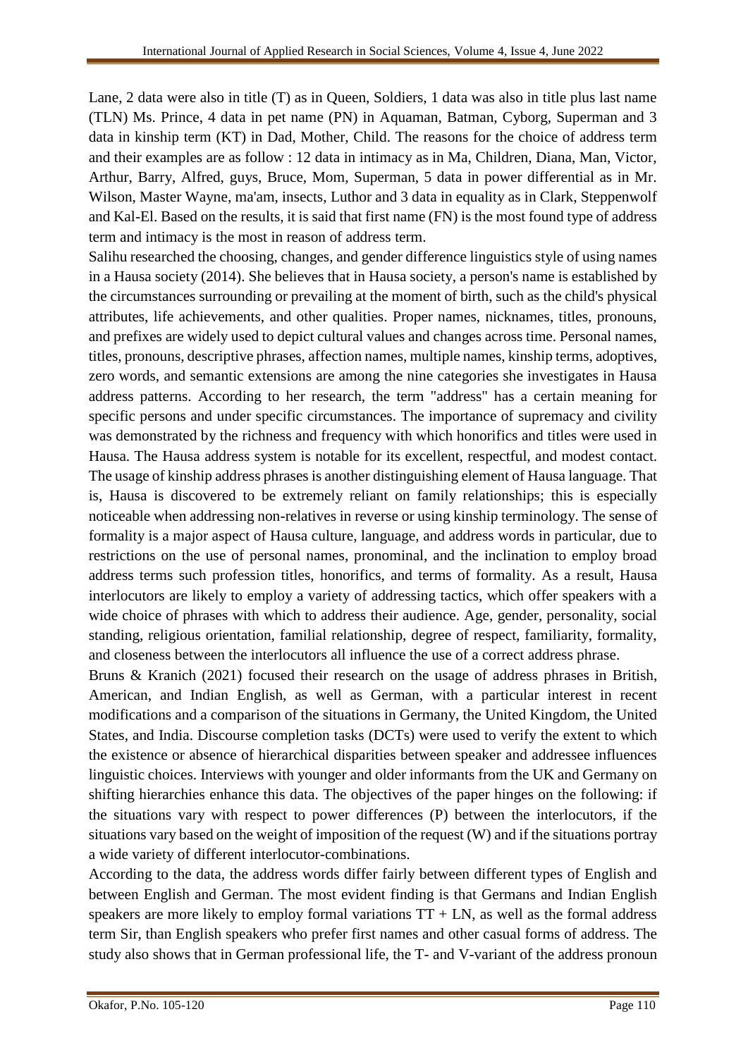Lane, 2 data were also in title (T) as in Queen, Soldiers, 1 data was also in title plus last name (TLN) Ms. Prince, 4 data in pet name (PN) in Aquaman, Batman, Cyborg, Superman and 3 data in kinship term (KT) in Dad, Mother, Child. The reasons for the choice of address term and their examples are as follow : 12 data in intimacy as in Ma, Children, Diana, Man, Victor, Arthur, Barry, Alfred, guys, Bruce, Mom, Superman, 5 data in power differential as in Mr. Wilson, Master Wayne, ma'am, insects, Luthor and 3 data in equality as in Clark, Steppenwolf and Kal-El. Based on the results, it is said that first name (FN) is the most found type of address term and intimacy is the most in reason of address term.

Salihu researched the choosing, changes, and gender difference linguistics style of using names in a Hausa society (2014). She believes that in Hausa society, a person's name is established by the circumstances surrounding or prevailing at the moment of birth, such as the child's physical attributes, life achievements, and other qualities. Proper names, nicknames, titles, pronouns, and prefixes are widely used to depict cultural values and changes across time. Personal names, titles, pronouns, descriptive phrases, affection names, multiple names, kinship terms, adoptives, zero words, and semantic extensions are among the nine categories she investigates in Hausa address patterns. According to her research, the term "address" has a certain meaning for specific persons and under specific circumstances. The importance of supremacy and civility was demonstrated by the richness and frequency with which honorifics and titles were used in Hausa. The Hausa address system is notable for its excellent, respectful, and modest contact. The usage of kinship address phrases is another distinguishing element of Hausa language. That is, Hausa is discovered to be extremely reliant on family relationships; this is especially noticeable when addressing non-relatives in reverse or using kinship terminology. The sense of formality is a major aspect of Hausa culture, language, and address words in particular, due to restrictions on the use of personal names, pronominal, and the inclination to employ broad address terms such profession titles, honorifics, and terms of formality. As a result, Hausa interlocutors are likely to employ a variety of addressing tactics, which offer speakers with a wide choice of phrases with which to address their audience. Age, gender, personality, social standing, religious orientation, familial relationship, degree of respect, familiarity, formality, and closeness between the interlocutors all influence the use of a correct address phrase.

Bruns & Kranich (2021) focused their research on the usage of address phrases in British, American, and Indian English, as well as German, with a particular interest in recent modifications and a comparison of the situations in Germany, the United Kingdom, the United States, and India. Discourse completion tasks (DCTs) were used to verify the extent to which the existence or absence of hierarchical disparities between speaker and addressee influences linguistic choices. Interviews with younger and older informants from the UK and Germany on shifting hierarchies enhance this data. The objectives of the paper hinges on the following: if the situations vary with respect to power differences (P) between the interlocutors, if the situations vary based on the weight of imposition of the request (W) and if the situations portray a wide variety of different interlocutor-combinations.

According to the data, the address words differ fairly between different types of English and between English and German. The most evident finding is that Germans and Indian English speakers are more likely to employ formal variations TT + LN, as well as the formal address term Sir, than English speakers who prefer first names and other casual forms of address. The study also shows that in German professional life, the T- and V-variant of the address pronoun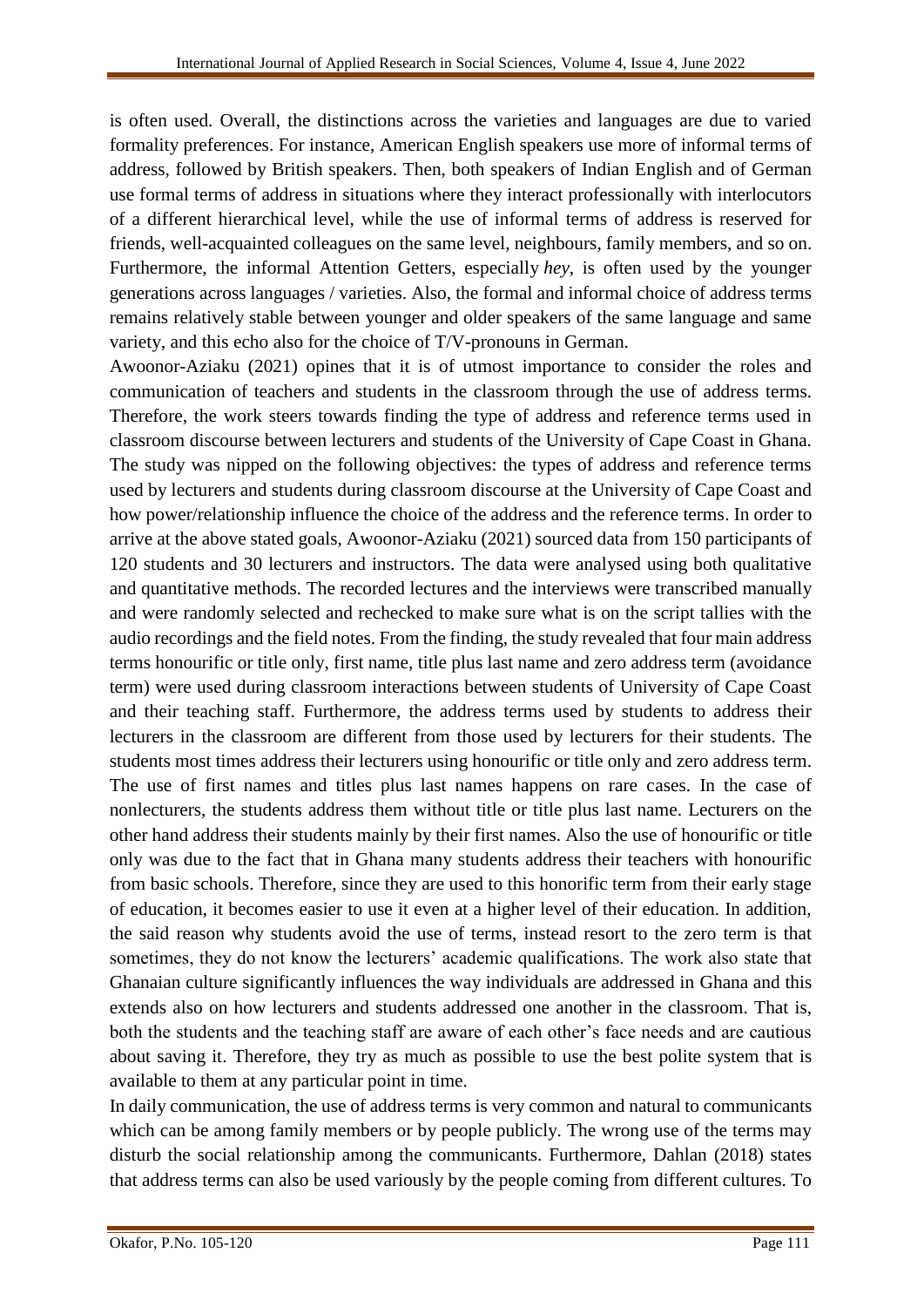is often used. Overall, the distinctions across the varieties and languages are due to varied formality preferences. For instance, American English speakers use more of informal terms of address, followed by British speakers. Then, both speakers of Indian English and of German use formal terms of address in situations where they interact professionally with interlocutors of a different hierarchical level, while the use of informal terms of address is reserved for friends, well-acquainted colleagues on the same level, neighbours, family members, and so on. Furthermore, the informal Attention Getters, especially *hey*, is often used by the younger generations across languages / varieties. Also, the formal and informal choice of address terms remains relatively stable between younger and older speakers of the same language and same variety, and this echo also for the choice of T/V-pronouns in German.

Awoonor-Aziaku (2021) opines that it is of utmost importance to consider the roles and communication of teachers and students in the classroom through the use of address terms. Therefore, the work steers towards finding the type of address and reference terms used in classroom discourse between lecturers and students of the University of Cape Coast in Ghana. The study was nipped on the following objectives: the types of address and reference terms used by lecturers and students during classroom discourse at the University of Cape Coast and how power/relationship influence the choice of the address and the reference terms. In order to arrive at the above stated goals, Awoonor-Aziaku (2021) sourced data from 150 participants of 120 students and 30 lecturers and instructors. The data were analysed using both qualitative and quantitative methods. The recorded lectures and the interviews were transcribed manually and were randomly selected and rechecked to make sure what is on the script tallies with the audio recordings and the field notes. From the finding, the study revealed that four main address terms honourific or title only, first name, title plus last name and zero address term (avoidance term) were used during classroom interactions between students of University of Cape Coast and their teaching staff. Furthermore, the address terms used by students to address their lecturers in the classroom are different from those used by lecturers for their students. The students most times address their lecturers using honourific or title only and zero address term. The use of first names and titles plus last names happens on rare cases. In the case of nonlecturers, the students address them without title or title plus last name. Lecturers on the other hand address their students mainly by their first names. Also the use of honourific or title only was due to the fact that in Ghana many students address their teachers with honourific from basic schools. Therefore, since they are used to this honorific term from their early stage of education, it becomes easier to use it even at a higher level of their education. In addition, the said reason why students avoid the use of terms, instead resort to the zero term is that sometimes, they do not know the lecturers' academic qualifications. The work also state that Ghanaian culture significantly influences the way individuals are addressed in Ghana and this extends also on how lecturers and students addressed one another in the classroom. That is, both the students and the teaching staff are aware of each other's face needs and are cautious about saving it. Therefore, they try as much as possible to use the best polite system that is available to them at any particular point in time.

In daily communication, the use of address terms is very common and natural to communicants which can be among family members or by people publicly. The wrong use of the terms may disturb the social relationship among the communicants. Furthermore, Dahlan (2018) states that address terms can also be used variously by the people coming from different cultures. To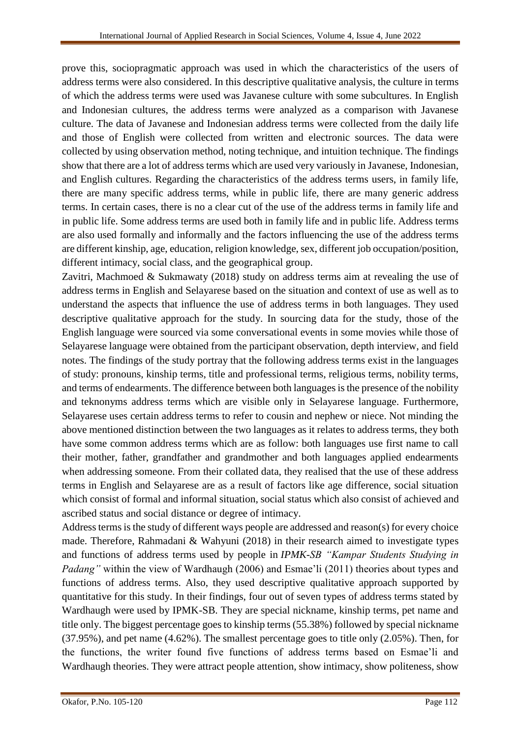prove this, sociopragmatic approach was used in which the characteristics of the users of address terms were also considered. In this descriptive qualitative analysis, the culture in terms of which the address terms were used was Javanese culture with some subcultures. In English and Indonesian cultures, the address terms were analyzed as a comparison with Javanese culture. The data of Javanese and Indonesian address terms were collected from the daily life and those of English were collected from written and electronic sources. The data were collected by using observation method, noting technique, and intuition technique. The findings show that there are a lot of address terms which are used very variously in Javanese, Indonesian, and English cultures. Regarding the characteristics of the address terms users, in family life, there are many specific address terms, while in public life, there are many generic address terms. In certain cases, there is no a clear cut of the use of the address terms in family life and in public life. Some address terms are used both in family life and in public life. Address terms are also used formally and informally and the factors influencing the use of the address terms are different kinship, age, education, religion knowledge, sex, different job occupation/position, different intimacy, social class, and the geographical group.

Zavitri, Machmoed & Sukmawaty (2018) study on address terms aim at revealing the use of address terms in English and Selayarese based on the situation and context of use as well as to understand the aspects that influence the use of address terms in both languages. They used descriptive qualitative approach for the study. In sourcing data for the study, those of the English language were sourced via some conversational events in some movies while those of Selayarese language were obtained from the participant observation, depth interview, and field notes. The findings of the study portray that the following address terms exist in the languages of study: pronouns, kinship terms, title and professional terms, religious terms, nobility terms, and terms of endearments. The difference between both languages is the presence of the nobility and teknonyms address terms which are visible only in Selayarese language. Furthermore, Selayarese uses certain address terms to refer to cousin and nephew or niece. Not minding the above mentioned distinction between the two languages as it relates to address terms, they both have some common address terms which are as follow: both languages use first name to call their mother, father, grandfather and grandmother and both languages applied endearments when addressing someone. From their collated data, they realised that the use of these address terms in English and Selayarese are as a result of factors like age difference, social situation which consist of formal and informal situation, social status which also consist of achieved and ascribed status and social distance or degree of intimacy.

Address terms is the study of different ways people are addressed and reason(s) for every choice made. Therefore, Rahmadani & Wahyuni (2018) in their research aimed to investigate types and functions of address terms used by people in *IPMK-SB "Kampar Students Studying in Padang"* within the view of Wardhaugh (2006) and Esmae'li (2011) theories about types and functions of address terms. Also, they used descriptive qualitative approach supported by quantitative for this study. In their findings, four out of seven types of address terms stated by Wardhaugh were used by IPMK-SB. They are special nickname, kinship terms, pet name and title only. The biggest percentage goes to kinship terms (55.38%) followed by special nickname (37.95%), and pet name (4.62%). The smallest percentage goes to title only (2.05%). Then, for the functions, the writer found five functions of address terms based on Esmae'li and Wardhaugh theories. They were attract people attention, show intimacy, show politeness, show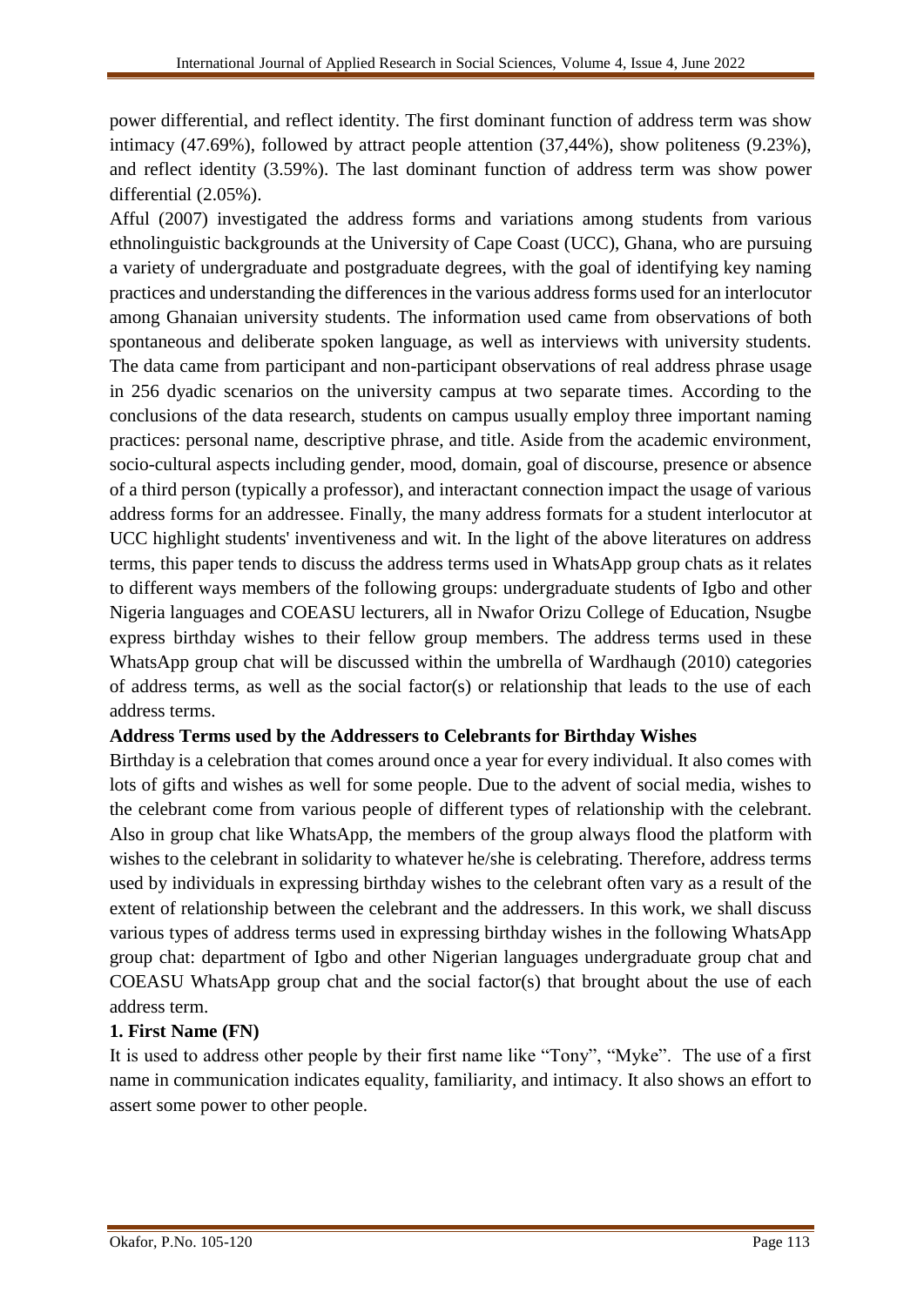power differential, and reflect identity. The first dominant function of address term was show intimacy (47.69%), followed by attract people attention (37,44%), show politeness (9.23%), and reflect identity (3.59%). The last dominant function of address term was show power differential (2.05%).

Afful (2007) investigated the address forms and variations among students from various ethnolinguistic backgrounds at the University of Cape Coast (UCC), Ghana, who are pursuing a variety of undergraduate and postgraduate degrees, with the goal of identifying key naming practices and understanding the differences in the various address forms used for an interlocutor among Ghanaian university students. The information used came from observations of both spontaneous and deliberate spoken language, as well as interviews with university students. The data came from participant and non-participant observations of real address phrase usage in 256 dyadic scenarios on the university campus at two separate times. According to the conclusions of the data research, students on campus usually employ three important naming practices: personal name, descriptive phrase, and title. Aside from the academic environment, socio-cultural aspects including gender, mood, domain, goal of discourse, presence or absence of a third person (typically a professor), and interactant connection impact the usage of various address forms for an addressee. Finally, the many address formats for a student interlocutor at UCC highlight students' inventiveness and wit. In the light of the above literatures on address terms, this paper tends to discuss the address terms used in WhatsApp group chats as it relates to different ways members of the following groups: undergraduate students of Igbo and other Nigeria languages and COEASU lecturers, all in Nwafor Orizu College of Education, Nsugbe express birthday wishes to their fellow group members. The address terms used in these WhatsApp group chat will be discussed within the umbrella of Wardhaugh (2010) categories of address terms, as well as the social factor(s) or relationship that leads to the use of each address terms.

## Address Terms used by the Addressers to Celebrants for Birthday Wishes

Birthday is a celebration that comes around once a year for every individual. It also comes with lots of gifts and wishes as well for some people. Due to the advent of social media, wishes to the celebrant come from various people of different types of relationship with the celebrant. Also in group chat like WhatsApp, the members of the group always flood the platform with wishes to the celebrant in solidarity to whatever he/she is celebrating. Therefore, address terms used by individuals in expressing birthday wishes to the celebrant often vary as a result of the extent of relationship between the celebrant and the addressers. In this work, we shall discuss various types of address terms used in expressing birthday wishes in the following WhatsApp group chat: department of Igbo and other Nigerian languages undergraduate group chat and COEASU WhatsApp group chat and the social factor(s) that brought about the use of each address term.

### 1. First Name (FN)

It is used to address other people by their first name like "Tony", "Myke". The use of a first name in communication indicates equality, familiarity, and intimacy. It also shows an effort to assert some power to other people.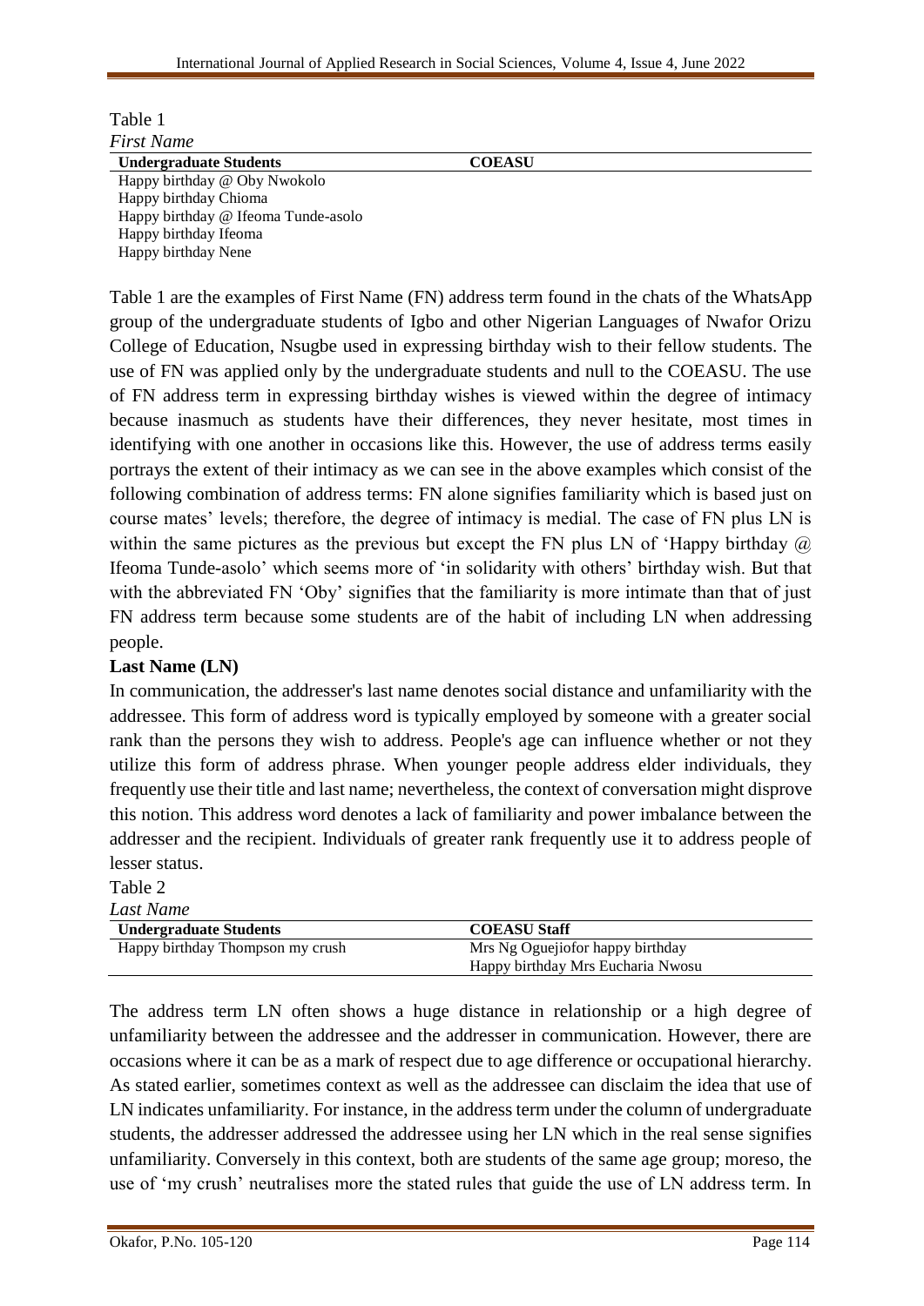Table 1

*First Name*

| Undergraduate Students | COEASU |
| --- | --- |
| Happy birthday @ Oby Nwokolo | |
| Happy birthday Chioma | |
| Happy birthday @ Ifeoma Tunde-asolo | |
| Happy birthday Ifeoma | |
| Happy birthday Nene | |

Table 1 are the examples of First Name (FN) address term found in the chats of the WhatsApp group of the undergraduate students of Igbo and other Nigerian Languages of Nwafor Orizu College of Education, Nsugbe used in expressing birthday wish to their fellow students. The use of FN was applied only by the undergraduate students and null to the COEASU. The use of FN address term in expressing birthday wishes is viewed within the degree of intimacy because inasmuch as students have their differences, they never hesitate, most times in identifying with one another in occasions like this. However, the use of address terms easily portrays the extent of their intimacy as we can see in the above examples which consist of the following combination of address terms: FN alone signifies familiarity which is based just on course mates' levels; therefore, the degree of intimacy is medial. The case of FN plus LN is within the same pictures as the previous but except the FN plus LN of 'Happy birthday @ Ifeoma Tunde-asolo' which seems more of 'in solidarity with others' birthday wish. But that with the abbreviated FN 'Oby' signifies that the familiarity is more intimate than that of just FN address term because some students are of the habit of including LN when addressing people.

**Last Name (LN)**

In communication, the addresser's last name denotes social distance and unfamiliarity with the addressee. This form of address word is typically employed by someone with a greater social rank than the persons they wish to address. People's age can influence whether or not they utilize this form of address phrase. When younger people address elder individuals, they frequently use their title and last name; nevertheless, the context of conversation might disprove this notion. This address word denotes a lack of familiarity and power imbalance between the addresser and the recipient. Individuals of greater rank frequently use it to address people of lesser status.

Table 2

*Last Name*

| Undergraduate Students | COEASU Staff |
| --- | --- |
| Happy birthday Thompson my crush | Mrs Ng Oguejiofor happy birthday |
| | Happy birthday Mrs Eucharia Nwosu |

The address term LN often shows a huge distance in relationship or a high degree of unfamiliarity between the addressee and the addresser in communication. However, there are occasions where it can be as a mark of respect due to age difference or occupational hierarchy. As stated earlier, sometimes context as well as the addressee can disclaim the idea that use of LN indicates unfamiliarity. For instance, in the address term under the column of undergraduate students, the addresser addressed the addressee using her LN which in the real sense signifies unfamiliarity. Conversely in this context, both are students of the same age group; moreso, the use of 'my crush' neutralises more the stated rules that guide the use of LN address term. In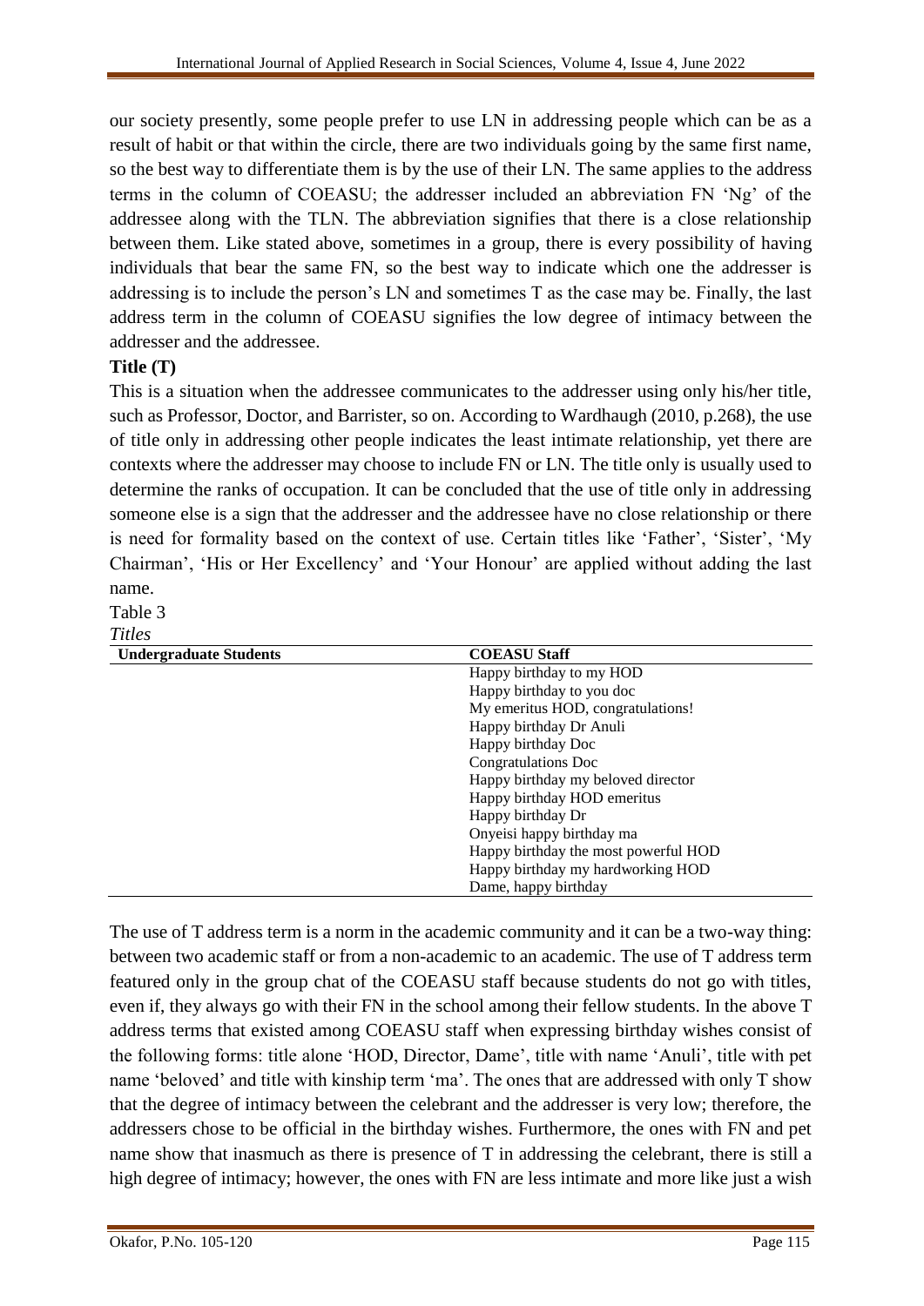our society presently, some people prefer to use LN in addressing people which can be as a result of habit or that within the circle, there are two individuals going by the same first name, so the best way to differentiate them is by the use of their LN. The same applies to the address terms in the column of COEASU; the addresser included an abbreviation FN 'Ng' of the addressee along with the TLN. The abbreviation signifies that there is a close relationship between them. Like stated above, sometimes in a group, there is every possibility of having individuals that bear the same FN, so the best way to indicate which one the addresser is addressing is to include the person's LN and sometimes T as the case may be. Finally, the last address term in the column of COEASU signifies the low degree of intimacy between the addresser and the addressee.

**Title (T)**

This is a situation when the addressee communicates to the addresser using only his/her title, such as Professor, Doctor, and Barrister, so on. According to Wardhaugh (2010, p.268), the use of title only in addressing other people indicates the least intimate relationship, yet there are contexts where the addresser may choose to include FN or LN. The title only is usually used to determine the ranks of occupation. It can be concluded that the use of title only in addressing someone else is a sign that the addresser and the addressee have no close relationship or there is need for formality based on the context of use. Certain titles like 'Father', 'Sister', 'My Chairman', 'His or Her Excellency' and 'Your Honour' are applied without adding the last name.

Table 3

*Titles*

| Undergraduate Students | COEASU Staff |
|---|---|
| | Happy birthday to my HOD |
| | Happy birthday to you doc |
| | My emeritus HOD, congratulations! |
| | Happy birthday Dr Anuli |
| | Happy birthday Doc |
| | Congratulations Doc |
| | Happy birthday my beloved director |
| | Happy birthday HOD emeritus |
| | Happy birthday Dr |
| | Onyeisi happy birthday ma |
| | Happy birthday the most powerful HOD |
| | Happy birthday my hardworking HOD |
| | Dame, happy birthday |

The use of T address term is a norm in the academic community and it can be a two-way thing: between two academic staff or from a non-academic to an academic. The use of T address term featured only in the group chat of the COEASU staff because students do not go with titles, even if, they always go with their FN in the school among their fellow students. In the above T address terms that existed among COEASU staff when expressing birthday wishes consist of the following forms: title alone 'HOD, Director, Dame', title with name 'Anuli', title with pet name 'beloved' and title with kinship term 'ma'. The ones that are addressed with only T show that the degree of intimacy between the celebrant and the addresser is very low; therefore, the addressers chose to be official in the birthday wishes. Furthermore, the ones with FN and pet name show that inasmuch as there is presence of T in addressing the celebrant, there is still a high degree of intimacy; however, the ones with FN are less intimate and more like just a wish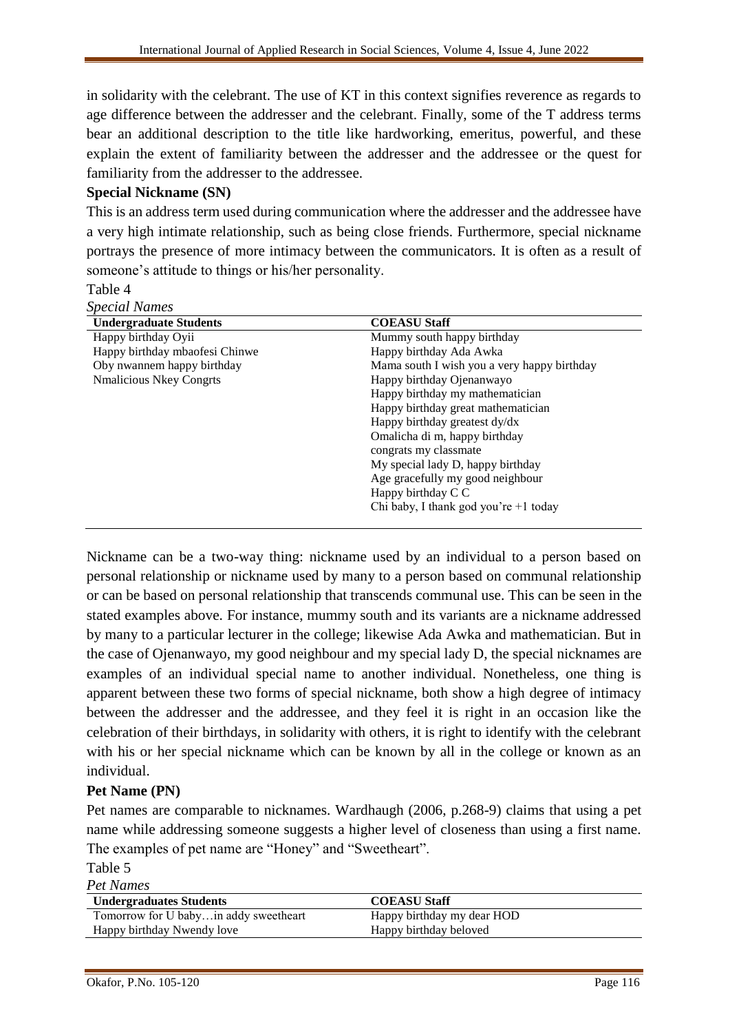in solidarity with the celebrant. The use of KT in this context signifies reverence as regards to age difference between the addresser and the celebrant. Finally, some of the T address terms bear an additional description to the title like hardworking, emeritus, powerful, and these explain the extent of familiarity between the addresser and the addressee or the quest for familiarity from the addresser to the addressee.

**Special Nickname (SN)**

This is an address term used during communication where the addresser and the addressee have a very high intimate relationship, such as being close friends. Furthermore, special nickname portrays the presence of more intimacy between the communicators. It is often as a result of someone's attitude to things or his/her personality.

Table 4

*Special Names*

| Undergraduate Students | COEASU Staff |
|---|---|
| Happy birthday Oyii | Mummy south happy birthday |
| Happy birthday mbaofesi Chinwe | Happy birthday Ada Awka |
| Oby nwannem happy birthday | Mama south I wish you a very happy birthday |
| Nmalicious Nkey Congrts | Happy birthday Ojenanwayo |
| | Happy birthday my mathematician |
| | Happy birthday great mathematician |
| | Happy birthday greatest dy/dx |
| | Omalicha di m, happy birthday |
| | congrats my classmate |
| | My special lady D, happy birthday |
| | Age gracefully my good neighbour |
| | Happy birthday C C |
| | Chi baby, I thank god you're +1 today |

Nickname can be a two-way thing: nickname used by an individual to a person based on personal relationship or nickname used by many to a person based on communal relationship or can be based on personal relationship that transcends communal use. This can be seen in the stated examples above. For instance, mummy south and its variants are a nickname addressed by many to a particular lecturer in the college; likewise Ada Awka and mathematician. But in the case of Ojenanwayo, my good neighbour and my special lady D, the special nicknames are examples of an individual special name to another individual. Nonetheless, one thing is apparent between these two forms of special nickname, both show a high degree of intimacy between the addresser and the addressee, and they feel it is right in an occasion like the celebration of their birthdays, in solidarity with others, it is right to identify with the celebrant with his or her special nickname which can be known by all in the college or known as an individual.

**Pet Name (PN)**

Pet names are comparable to nicknames. Wardhaugh (2006, p.268-9) claims that using a pet name while addressing someone suggests a higher level of closeness than using a first name. The examples of pet name are "Honey" and "Sweetheart".

Table 5

*Pet Names*

| Undergraduates Students | COEASU Staff |
|---|---|
| Tomorrow for U baby…in addy sweetheart | Happy birthday my dear HOD |
| Happy birthday Nwendy love | Happy birthday beloved |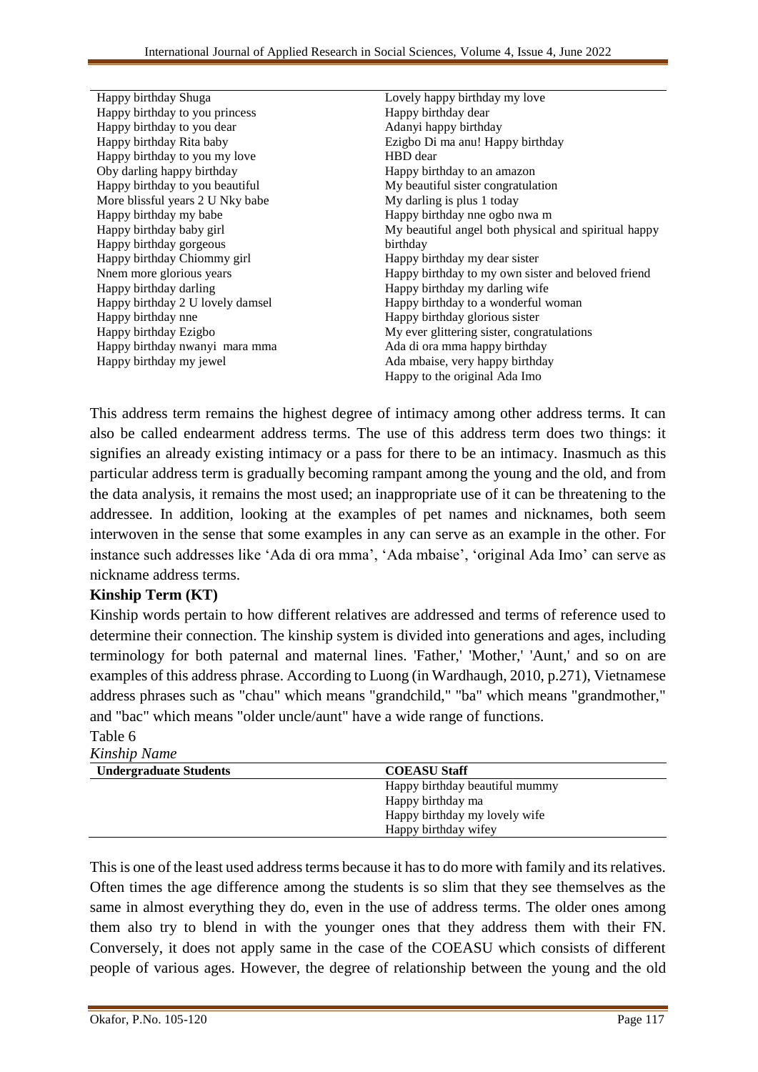| | |
|---|---|
| Happy birthday Shuga | Lovely happy birthday my love |
| Happy birthday to you princess | Happy birthday dear |
| Happy birthday to you dear | Adanyi happy birthday |
| Happy birthday Rita baby | Ezigbo Di ma anu! Happy birthday |
| Happy birthday to you my love | HBD dear |
| Oby darling happy birthday | Happy birthday to an amazon |
| Happy birthday to you beautiful | My beautiful sister congratulation |
| More blissful years 2 U Nky babe | My darling is plus 1 today |
| Happy birthday my babe | Happy birthday nne ogbo nwa m |
| Happy birthday baby girl | My beautiful angel both physical and spiritual happy birthday |
| Happy birthday gorgeous | Happy birthday my dear sister |
| Happy birthday Chiommy girl | Happy birthday to my own sister and beloved friend |
| Nnem more glorious years | Happy birthday my darling wife |
| Happy birthday darling | Happy birthday to a wonderful woman |
| Happy birthday 2 U lovely damsel | Happy birthday glorious sister |
| Happy birthday nne | My ever glittering sister, congratulations |
| Happy birthday Ezigbo | Ada di ora mma happy birthday |
| Happy birthday nwanyi mara mma | Ada mbaise, very happy birthday |
| Happy birthday my jewel | Happy to the original Ada Imo |

This address term remains the highest degree of intimacy among other address terms. It can also be called endearment address terms. The use of this address term does two things: it signifies an already existing intimacy or a pass for there to be an intimacy. Inasmuch as this particular address term is gradually becoming rampant among the young and the old, and from the data analysis, it remains the most used; an inappropriate use of it can be threatening to the addressee. In addition, looking at the examples of pet names and nicknames, both seem interwoven in the sense that some examples in any can serve as an example in the other. For instance such addresses like 'Ada di ora mma', 'Ada mbaise', 'original Ada Imo' can serve as nickname address terms.

**Kinship Term (KT)**

Kinship words pertain to how different relatives are addressed and terms of reference used to determine their connection. The kinship system is divided into generations and ages, including terminology for both paternal and maternal lines. 'Father,' 'Mother,' 'Aunt,' and so on are examples of this address phrase. According to Luong (in Wardhaugh, 2010, p.271), Vietnamese address phrases such as "chau" which means "grandchild," "ba" which means "grandmother," and "bac" which means "older uncle/aunt" have a wide range of functions.

Table 6

*Kinship Name*

| Undergraduate Students | COEASU Staff |
|---|---|
| | Happy birthday beautiful mummy |
| | Happy birthday ma |
| | Happy birthday my lovely wife |
| | Happy birthday wifey |

This is one of the least used address terms because it has to do more with family and its relatives. Often times the age difference among the students is so slim that they see themselves as the same in almost everything they do, even in the use of address terms. The older ones among them also try to blend in with the younger ones that they address them with their FN. Conversely, it does not apply same in the case of the COEASU which consists of different people of various ages. However, the degree of relationship between the young and the old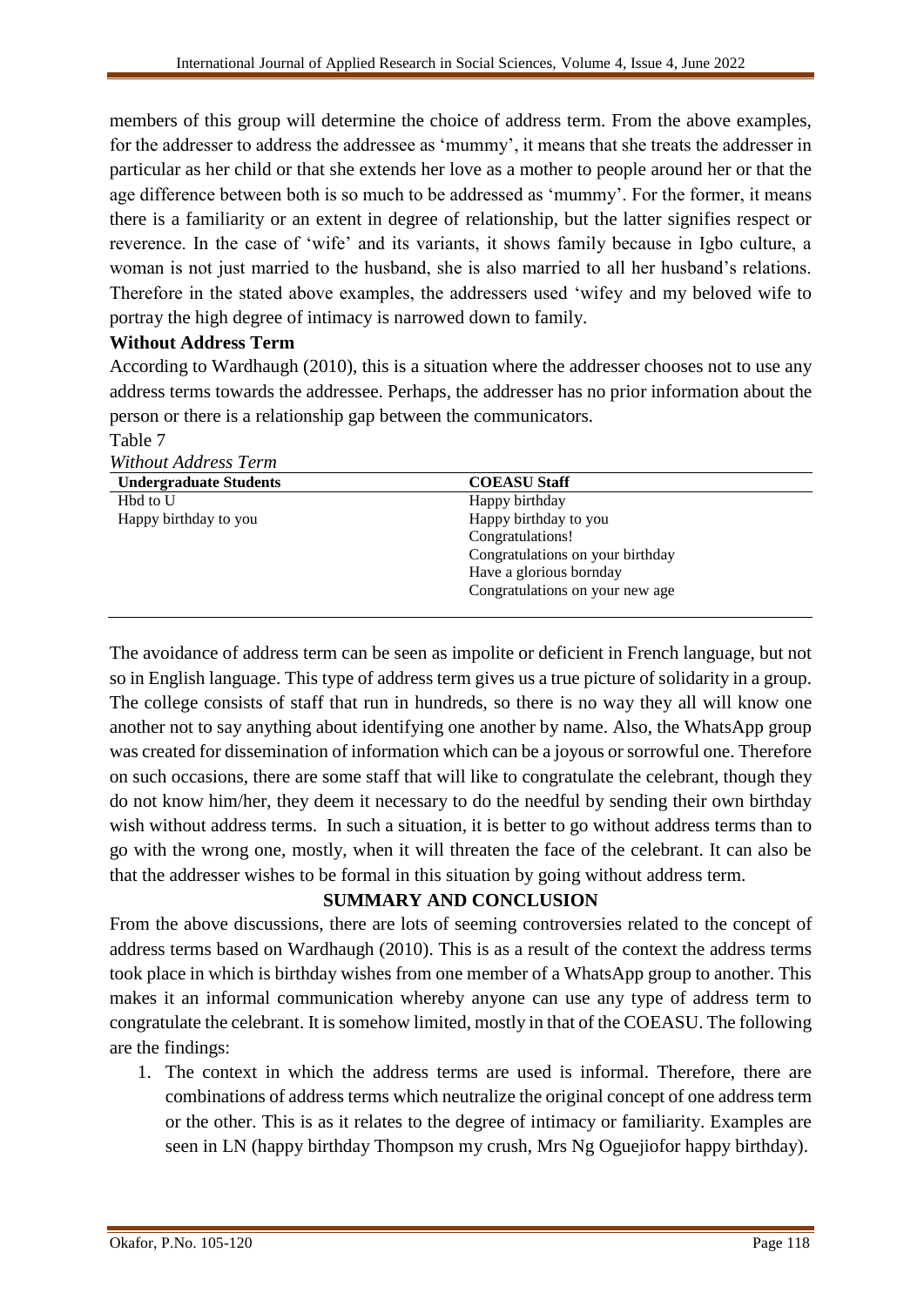members of this group will determine the choice of address term. From the above examples, for the addresser to address the addressee as 'mummy', it means that she treats the addresser in particular as her child or that she extends her love as a mother to people around her or that the age difference between both is so much to be addressed as 'mummy'. For the former, it means there is a familiarity or an extent in degree of relationship, but the latter signifies respect or reverence. In the case of 'wife' and its variants, it shows family because in Igbo culture, a woman is not just married to the husband, she is also married to all her husband's relations. Therefore in the stated above examples, the addressers used 'wifey and my beloved wife to portray the high degree of intimacy is narrowed down to family.

### Without Address Term

According to Wardhaugh (2010), this is a situation where the addresser chooses not to use any address terms towards the addressee. Perhaps, the addresser has no prior information about the person or there is a relationship gap between the communicators.

Table 7

*Without Address Term*

| Undergraduate Students | COEASU Staff |
|---|---|
| Hbd to U | Happy birthday |
| Happy birthday to you | Happy birthday to you |
| | Congratulations! |
| | Congratulations on your birthday |
| | Have a glorious bornday |
| | Congratulations on your new age |

The avoidance of address term can be seen as impolite or deficient in French language, but not so in English language. This type of address term gives us a true picture of solidarity in a group. The college consists of staff that run in hundreds, so there is no way they all will know one another not to say anything about identifying one another by name. Also, the WhatsApp group was created for dissemination of information which can be a joyous or sorrowful one. Therefore on such occasions, there are some staff that will like to congratulate the celebrant, though they do not know him/her, they deem it necessary to do the needful by sending their own birthday wish without address terms. In such a situation, it is better to go without address terms than to go with the wrong one, mostly, when it will threaten the face of the celebrant. It can also be that the addresser wishes to be formal in this situation by going without address term.

## SUMMARY AND CONCLUSION

From the above discussions, there are lots of seeming controversies related to the concept of address terms based on Wardhaugh (2010). This is as a result of the context the address terms took place in which is birthday wishes from one member of a WhatsApp group to another. This makes it an informal communication whereby anyone can use any type of address term to congratulate the celebrant. It is somehow limited, mostly in that of the COEASU. The following are the findings:

1. The context in which the address terms are used is informal. Therefore, there are combinations of address terms which neutralize the original concept of one address term or the other. This is as it relates to the degree of intimacy or familiarity. Examples are seen in LN (happy birthday Thompson my crush, Mrs Ng Oguejiofor happy birthday).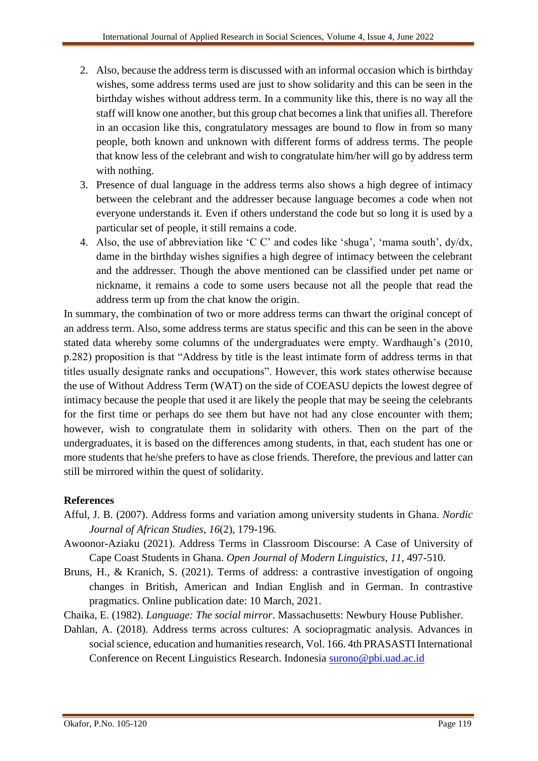2. Also, because the address term is discussed with an informal occasion which is birthday wishes, some address terms used are just to show solidarity and this can be seen in the birthday wishes without address term. In a community like this, there is no way all the staff will know one another, but this group chat becomes a link that unifies all. Therefore in an occasion like this, congratulatory messages are bound to flow in from so many people, both known and unknown with different forms of address terms. The people that know less of the celebrant and wish to congratulate him/her will go by address term with nothing.
3. Presence of dual language in the address terms also shows a high degree of intimacy between the celebrant and the addresser because language becomes a code when not everyone understands it. Even if others understand the code but so long it is used by a particular set of people, it still remains a code.
4. Also, the use of abbreviation like 'C C' and codes like 'shuga', 'mama south', dy/dx, dame in the birthday wishes signifies a high degree of intimacy between the celebrant and the addresser. Though the above mentioned can be classified under pet name or nickname, it remains a code to some users because not all the people that read the address term up from the chat know the origin.

In summary, the combination of two or more address terms can thwart the original concept of an address term. Also, some address terms are status specific and this can be seen in the above stated data whereby some columns of the undergraduates were empty. Wardhaugh's (2010, p.282) proposition is that "Address by title is the least intimate form of address terms in that titles usually designate ranks and occupations". However, this work states otherwise because the use of Without Address Term (WAT) on the side of COEASU depicts the lowest degree of intimacy because the people that used it are likely the people that may be seeing the celebrants for the first time or perhaps do see them but have not had any close encounter with them; however, wish to congratulate them in solidarity with others. Then on the part of the undergraduates, it is based on the differences among students, in that, each student has one or more students that he/she prefers to have as close friends. Therefore, the previous and latter can still be mirrored within the quest of solidarity.

## References

Afful, J. B. (2007). Address forms and variation among university students in Ghana. *Nordic Journal of African Studies*, *16*(2), 179-196.

Awoonor-Aziaku (2021). Address Terms in Classroom Discourse: A Case of University of Cape Coast Students in Ghana. *Open Journal of Modern Linguistics*, *11*, 497-510.

Bruns, H., & Kranich, S. (2021). Terms of address: a contrastive investigation of ongoing changes in British, American and Indian English and in German. In contrastive pragmatics. Online publication date: 10 March, 2021.

Chaika, E. (1982). *Language: The social mirror*. Massachusetts: Newbury House Publisher.

Dahlan, A. (2018). Address terms across cultures: A sociopragmatic analysis. Advances in social science, education and humanities research, Vol. 166. 4th PRASASTI International Conference on Recent Linguistics Research. Indonesia surono@pbi.uad.ac.id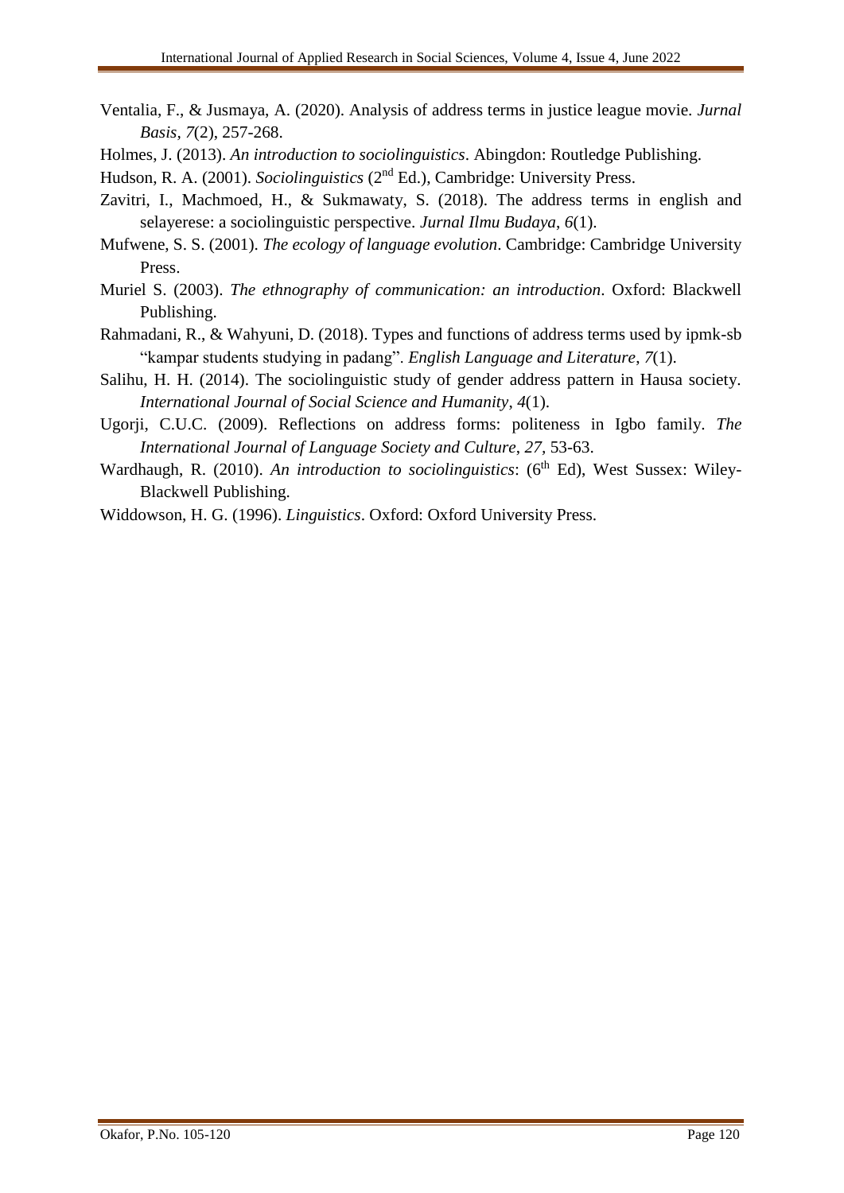Ventalia, F., & Jusmaya, A. (2020). Analysis of address terms in justice league movie. *Jurnal Basis*, *7*(2), 257-268.

Holmes, J. (2013). *An introduction to sociolinguistics*. Abingdon: Routledge Publishing.

Hudson, R. A. (2001). *Sociolinguistics* (2nd Ed.), Cambridge: University Press.

Zavitri, I., Machmoed, H., & Sukmawaty, S. (2018). The address terms in english and selayerese: a sociolinguistic perspective. *Jurnal Ilmu Budaya*, *6*(1).

Mufwene, S. S. (2001). *The ecology of language evolution*. Cambridge: Cambridge University Press.

Muriel S. (2003). *The ethnography of communication: an introduction*. Oxford: Blackwell Publishing.

Rahmadani, R., & Wahyuni, D. (2018). Types and functions of address terms used by ipmk-sb "kampar students studying in padang". *English Language and Literature*, *7*(1).

Salihu, H. H. (2014). The sociolinguistic study of gender address pattern in Hausa society. *International Journal of Social Science and Humanity*, *4*(1).

Ugorji, C.U.C. (2009). Reflections on address forms: politeness in Igbo family. *The International Journal of Language Society and Culture*, *27*, 53-63.

Wardhaugh, R. (2010). *An introduction to sociolinguistics*: (6th Ed), West Sussex: Wiley-Blackwell Publishing.

Widdowson, H. G. (1996). *Linguistics*. Oxford: Oxford University Press.